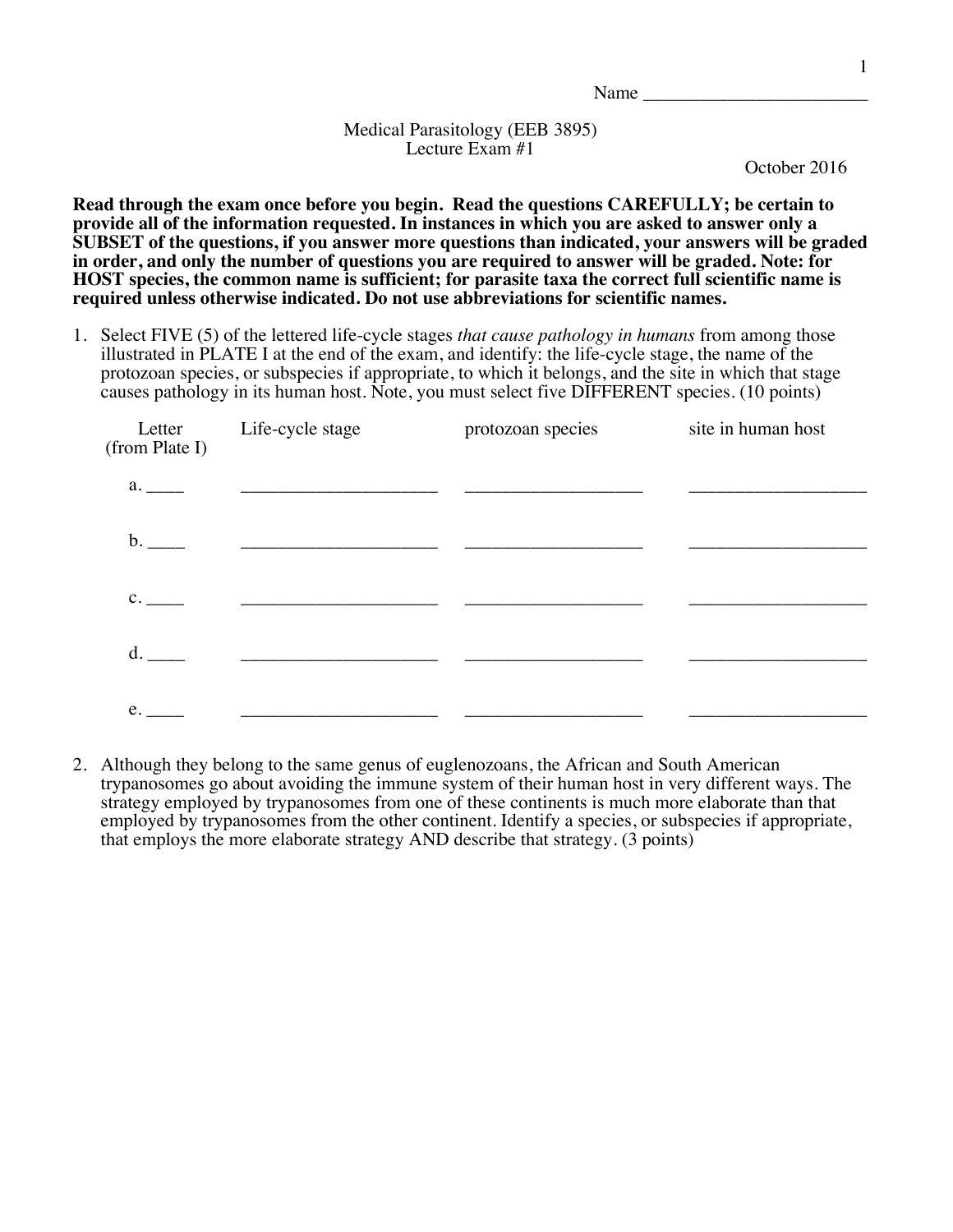Name ________________________

Medical Parasitology (EEB 3895)
Lecture Exam #1

October 2016

**Read through the exam once before you begin. Read the questions CAREFULLY; be certain to provide all of the information requested. In instances in which you are asked to answer only a SUBSET of the questions, if you answer more questions than indicated, your answers will be graded in order, and only the number of questions you are required to answer will be graded. Note: for HOST species, the common name is sufficient; for parasite taxa the correct full scientific name is required unless otherwise indicated. Do not use abbreviations for scientific names.**

1. Select FIVE (5) of the lettered life-cycle stages *that cause pathology in humans* from among those illustrated in PLATE I at the end of the exam, and identify: the life-cycle stage, the name of the protozoan species, or subspecies if appropriate, to which it belongs, and the site in which that stage causes pathology in its human host. Note, you must select five DIFFERENT species. (10 points)

| Letter (from Plate I) | Life-cycle stage | protozoan species | site in human host |
|---|---|---|---|
| a. ____ | ____________________ | ____________________ | ____________________ |
| b. ____ | ____________________ | ____________________ | ____________________ |
| c. ____ | ____________________ | ____________________ | ____________________ |
| d. ____ | ____________________ | ____________________ | ____________________ |
| e. ____ | ____________________ | ____________________ | ____________________ |

2. Although they belong to the same genus of euglenozoans, the African and South American trypanosomes go about avoiding the immune system of their human host in very different ways. The strategy employed by trypanosomes from one of these continents is much more elaborate than that employed by trypanosomes from the other continent. Identify a species, or subspecies if appropriate, that employs the more elaborate strategy AND describe that strategy. (3 points)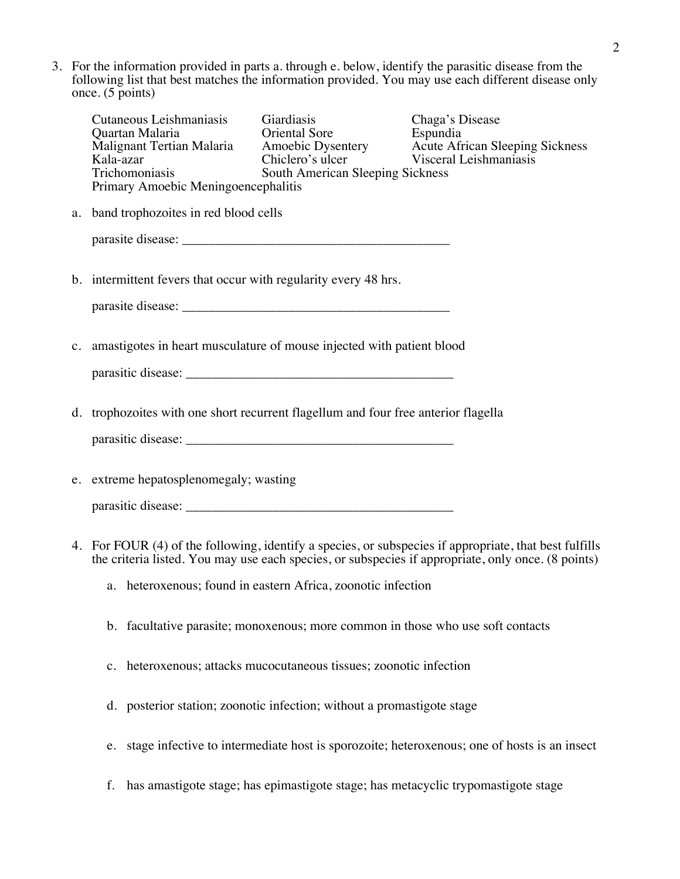3. For the information provided in parts a. through e. below, identify the parasitic disease from the following list that best matches the information provided. You may use each different disease only once. (5 points)

| | | |
|---|---|---|
| Cutaneous Leishmaniasis | Giardiasis | Chaga's Disease |
| Quartan Malaria | Oriental Sore | Espundia |
| Malignant Tertian Malaria | Amoebic Dysentery | Acute African Sleeping Sickness |
| Kala-azar | Chiclero's ulcer | Visceral Leishmaniasis |
| Trichomoniasis | South American Sleeping Sickness | |
| Primary Amoebic Meningoencephalitis | | |

   a. band trophozoites in red blood cells

      parasite disease: ________________________________________

   b. intermittent fevers that occur with regularity every 48 hrs.

      parasite disease: ________________________________________

   c. amastigotes in heart musculature of mouse injected with patient blood

      parasitic disease: ________________________________________

   d. trophozoites with one short recurrent flagellum and four free anterior flagella

      parasitic disease: ________________________________________

   e. extreme hepatosplenomegaly; wasting

      parasitic disease: ________________________________________

4. For FOUR (4) of the following, identify a species, or subspecies if appropriate, that best fulfills the criteria listed. You may use each species, or subspecies if appropriate, only once. (8 points)

   a. heteroxenous; found in eastern Africa, zoonotic infection

   b. facultative parasite; monoxenous; more common in those who use soft contacts

   c. heteroxenous; attacks mucocutaneous tissues; zoonotic infection

   d. posterior station; zoonotic infection; without a promastigote stage

   e. stage infective to intermediate host is sporozoite; heteroxenous; one of hosts is an insect

   f. has amastigote stage; has epimastigote stage; has metacyclic trypomastigote stage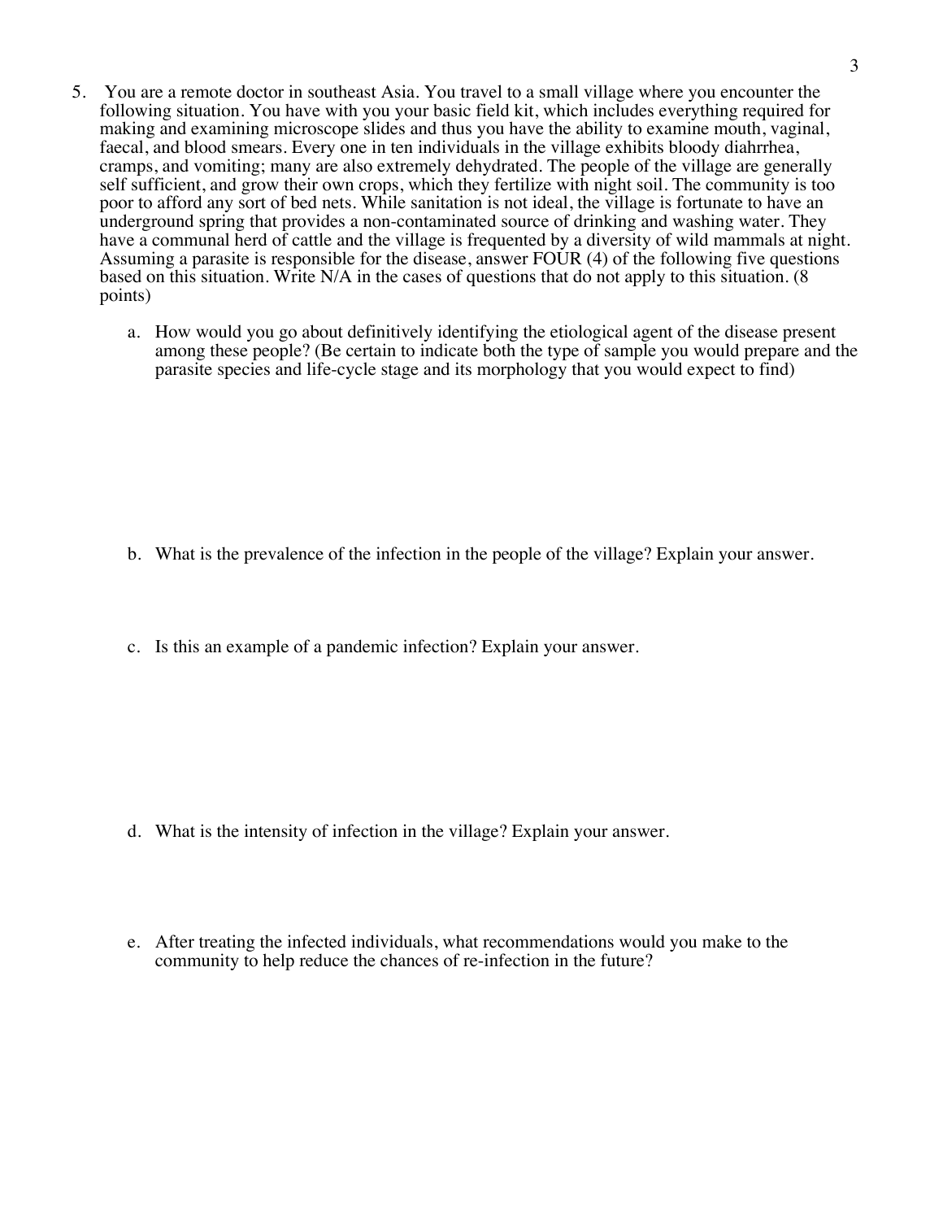5. You are a remote doctor in southeast Asia. You travel to a small village where you encounter the following situation. You have with you your basic field kit, which includes everything required for making and examining microscope slides and thus you have the ability to examine mouth, vaginal, faecal, and blood smears. Every one in ten individuals in the village exhibits bloody diahrrhea, cramps, and vomiting; many are also extremely dehydrated. The people of the village are generally self sufficient, and grow their own crops, which they fertilize with night soil. The community is too poor to afford any sort of bed nets. While sanitation is not ideal, the village is fortunate to have an underground spring that provides a non-contaminated source of drinking and washing water. They have a communal herd of cattle and the village is frequented by a diversity of wild mammals at night. Assuming a parasite is responsible for the disease, answer FOUR (4) of the following five questions based on this situation. Write N/A in the cases of questions that do not apply to this situation. (8 points)

   a. How would you go about definitively identifying the etiological agent of the disease present among these people? (Be certain to indicate both the type of sample you would prepare and the parasite species and life-cycle stage and its morphology that you would expect to find)

   b. What is the prevalence of the infection in the people of the village? Explain your answer.

   c. Is this an example of a pandemic infection? Explain your answer.

   d. What is the intensity of infection in the village? Explain your answer.

   e. After treating the infected individuals, what recommendations would you make to the community to help reduce the chances of re-infection in the future?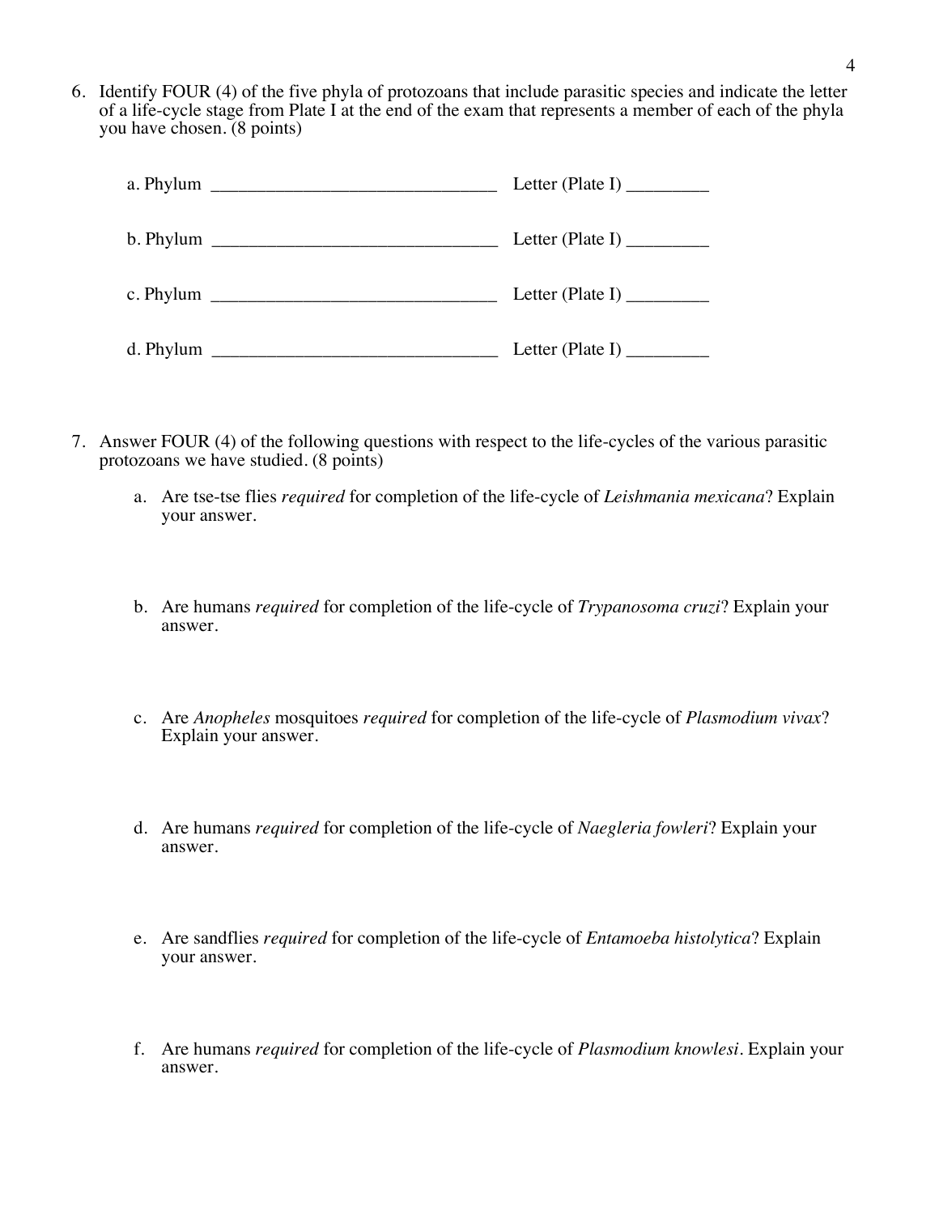6. Identify FOUR (4) of the five phyla of protozoans that include parasitic species and indicate the letter of a life-cycle stage from Plate I at the end of the exam that represents a member of each of the phyla you have chosen. (8 points)

   a. Phylum _______________________________ Letter (Plate I) _________

   b. Phylum _______________________________ Letter (Plate I) _________

   c. Phylum _______________________________ Letter (Plate I) _________

   d. Phylum _______________________________ Letter (Plate I) _________

7. Answer FOUR (4) of the following questions with respect to the life-cycles of the various parasitic protozoans we have studied. (8 points)

   a. Are tse-tse flies *required* for completion of the life-cycle of *Leishmania mexicana*? Explain your answer.

   b. Are humans *required* for completion of the life-cycle of *Trypanosoma cruzi*? Explain your answer.

   c. Are *Anopheles* mosquitoes *required* for completion of the life-cycle of *Plasmodium vivax*? Explain your answer.

   d. Are humans *required* for completion of the life-cycle of *Naegleria fowleri*? Explain your answer.

   e. Are sandflies *required* for completion of the life-cycle of *Entamoeba histolytica*? Explain your answer.

   f. Are humans *required* for completion of the life-cycle of *Plasmodium knowlesi*. Explain your answer.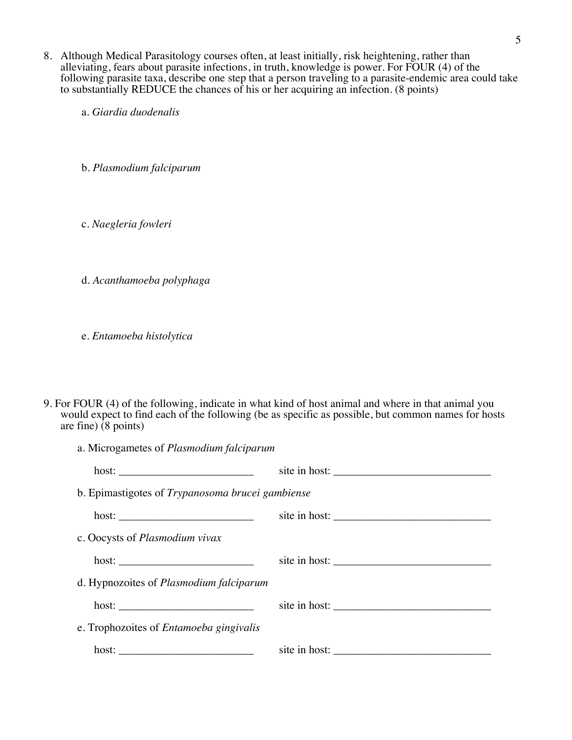8. Although Medical Parasitology courses often, at least initially, risk heightening, rather than alleviating, fears about parasite infections, in truth, knowledge is power. For FOUR (4) of the following parasite taxa, describe one step that a person traveling to a parasite-endemic area could take to substantially REDUCE the chances of his or her acquiring an infection. (8 points)

   a. *Giardia duodenalis*

   b. *Plasmodium falciparum*

   c. *Naegleria fowleri*

   d. *Acanthamoeba polyphaga*

   e. *Entamoeba histolytica*

9. For FOUR (4) of the following, indicate in what kind of host animal and where in that animal you would expect to find each of the following (be as specific as possible, but common names for hosts are fine) (8 points)

   a. Microgametes of *Plasmodium falciparum*

      host: ________________________ site in host: ___________________________

   b. Epimastigotes of *Trypanosoma brucei gambiense*

      host: ________________________ site in host: ___________________________

   c. Oocysts of *Plasmodium vivax*

      host: ________________________ site in host: ___________________________

   d. Hypnozoites of *Plasmodium falciparum*

      host: ________________________ site in host: ___________________________

   e. Trophozoites of *Entamoeba gingivalis*

      host: ________________________ site in host: ___________________________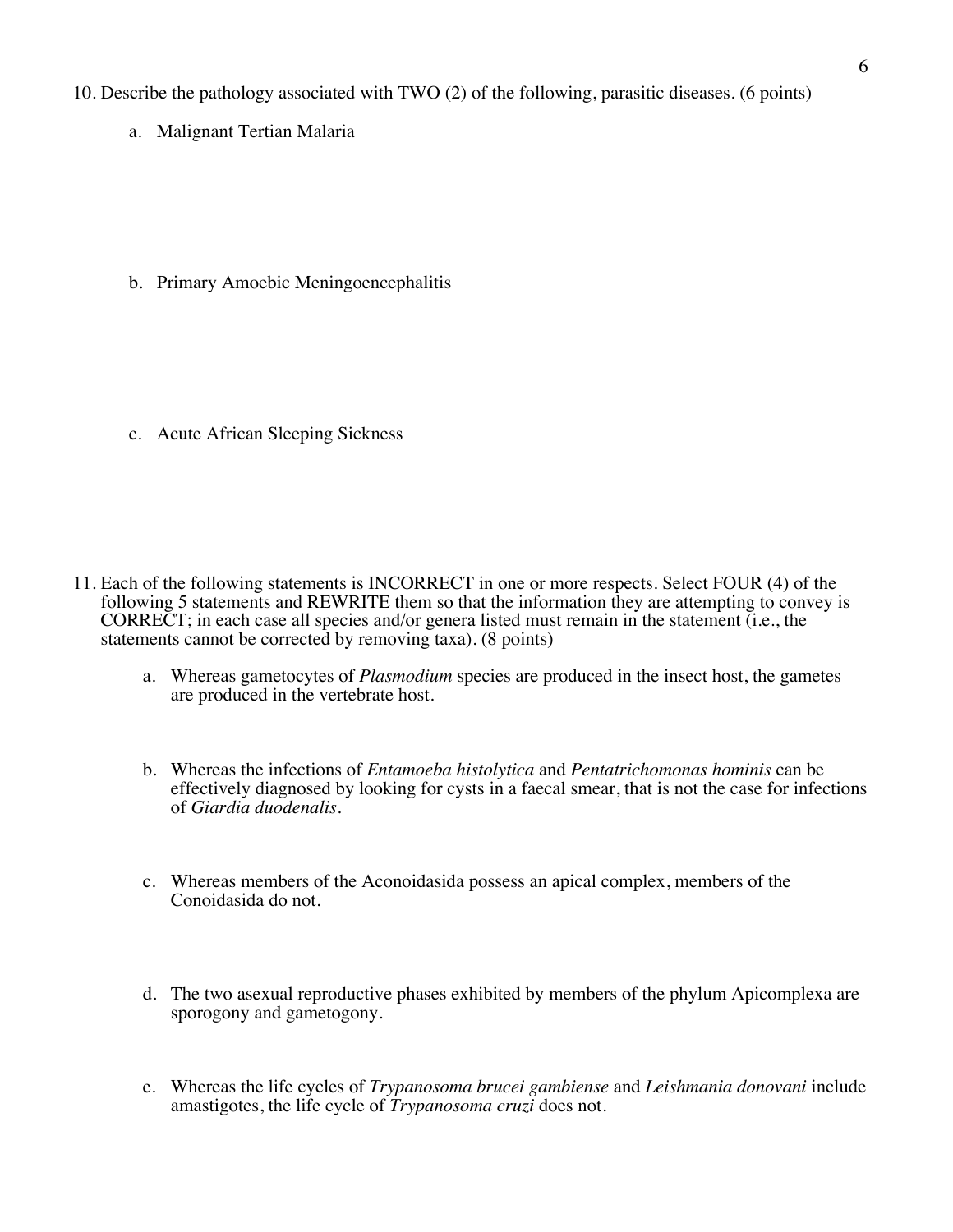10. Describe the pathology associated with TWO (2) of the following, parasitic diseases. (6 points)

   a. Malignant Tertian Malaria

   b. Primary Amoebic Meningoencephalitis

   c. Acute African Sleeping Sickness

11. Each of the following statements is INCORRECT in one or more respects. Select FOUR (4) of the following 5 statements and REWRITE them so that the information they are attempting to convey is CORRECT; in each case all species and/or genera listed must remain in the statement (i.e., the statements cannot be corrected by removing taxa). (8 points)

   a. Whereas gametocytes of *Plasmodium* species are produced in the insect host, the gametes are produced in the vertebrate host.

   b. Whereas the infections of *Entamoeba histolytica* and *Pentatrichomonas hominis* can be effectively diagnosed by looking for cysts in a faecal smear, that is not the case for infections of *Giardia duodenalis*.

   c. Whereas members of the Aconoidasida possess an apical complex, members of the Conoidasida do not.

   d. The two asexual reproductive phases exhibited by members of the phylum Apicomplexa are sporogony and gametogony.

   e. Whereas the life cycles of *Trypanosoma brucei gambiense* and *Leishmania donovani* include amastigotes, the life cycle of *Trypanosoma cruzi* does not.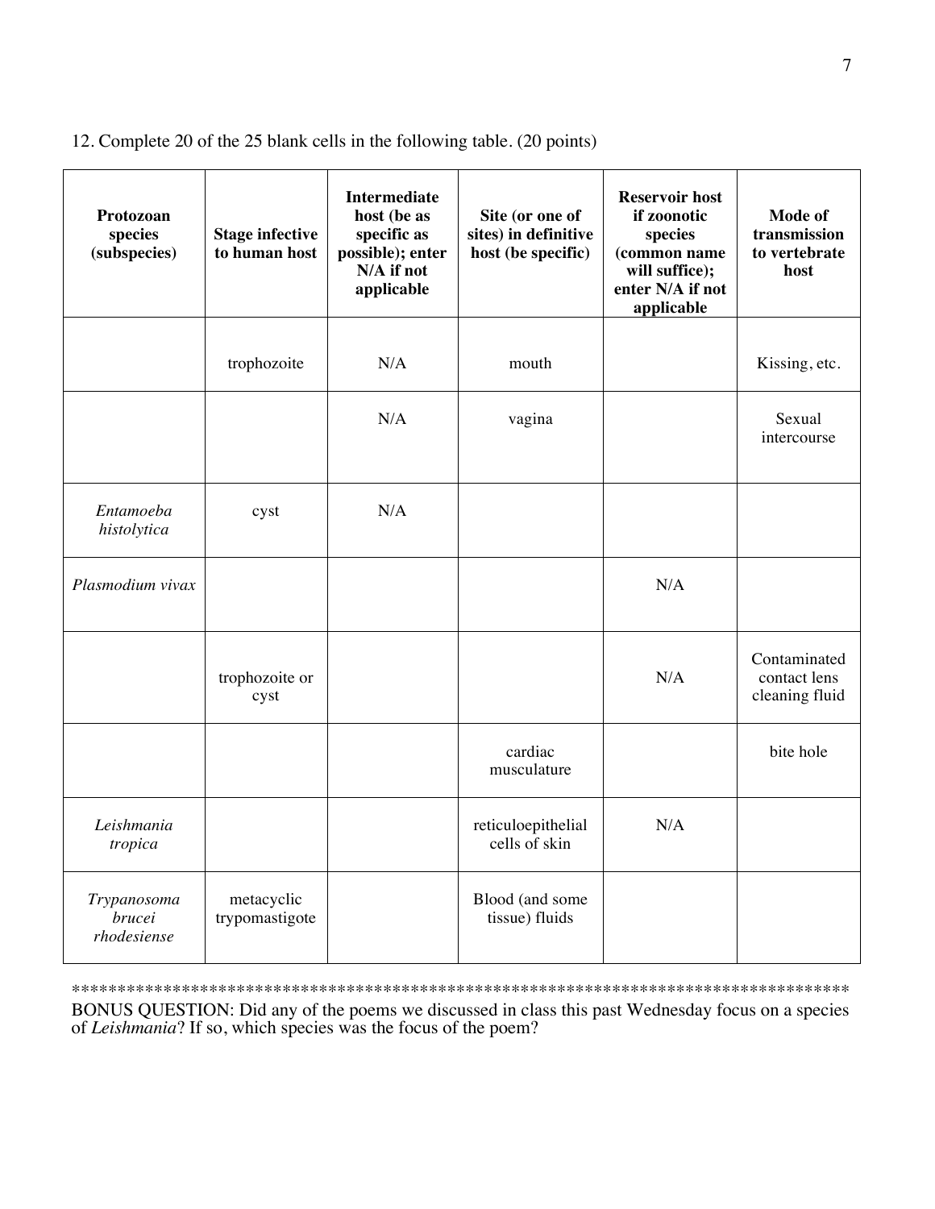12. Complete 20 of the 25 blank cells in the following table. (20 points)

| Protozoan species (subspecies) | Stage infective to human host | Intermediate host (be as specific as possible); enter N/A if not applicable | Site (or one of sites) in definitive host (be specific) | Reservoir host if zoonotic species (common name will suffice); enter N/A if not applicable | Mode of transmission to vertebrate host |
|---|---|---|---|---|---|
| | trophozoite | N/A | mouth | | Kissing, etc. |
| | | N/A | vagina | | Sexual intercourse |
| *Entamoeba histolytica* | cyst | N/A | | | |
| *Plasmodium vivax* | | | | N/A | |
| | trophozoite or cyst | | | N/A | Contaminated contact lens cleaning fluid |
| | | | cardiac musculature | | bite hole |
| *Leishmania tropica* | | | reticuloepithelial cells of skin | N/A | |
| *Trypanosoma brucei rhodesiense* | metacyclic trypomastigote | | Blood (and some tissue) fluids | | |

*************************************************************************************

BONUS QUESTION: Did any of the poems we discussed in class this past Wednesday focus on a species of *Leishmania*? If so, which species was the focus of the poem?